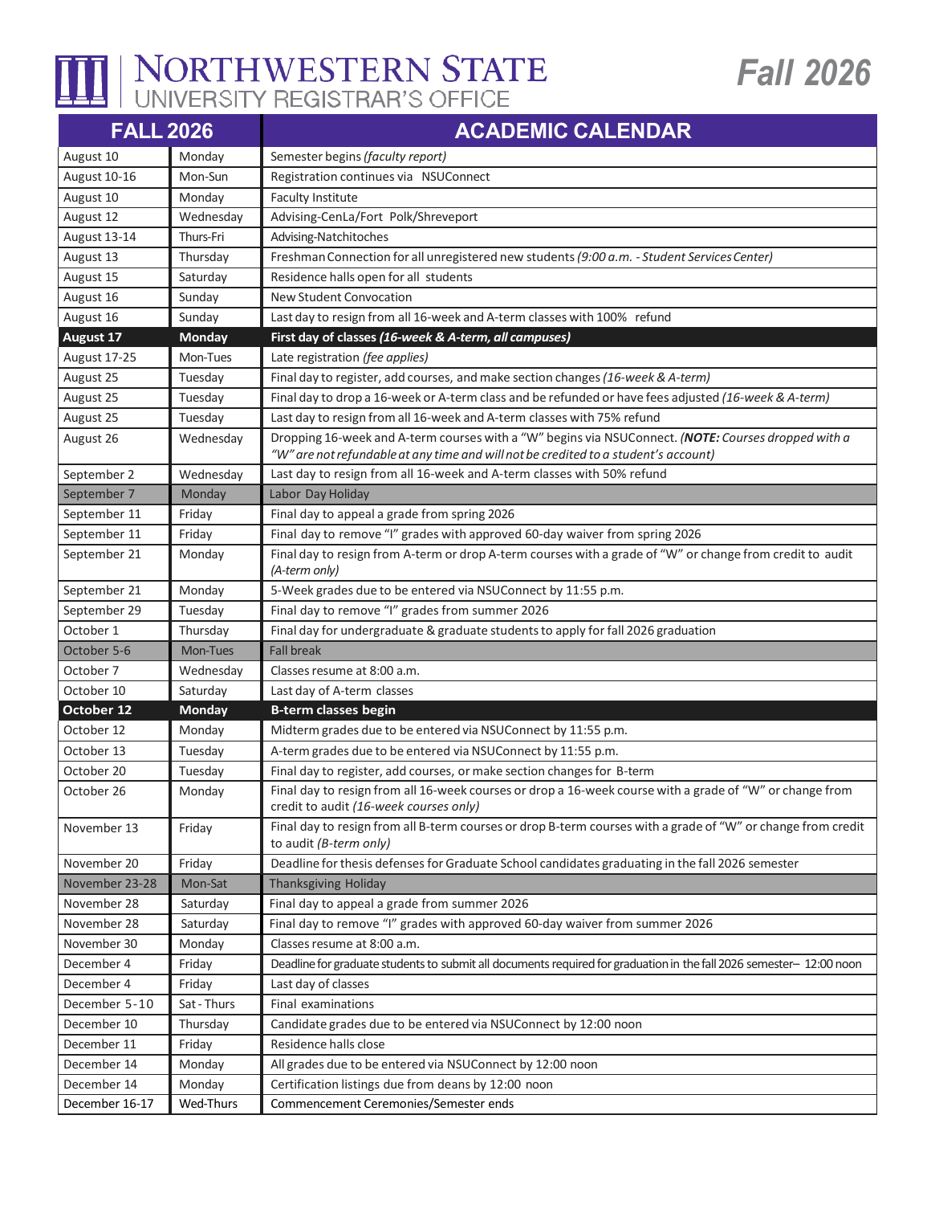# NORTHWESTERN STATE UNIVERSITY REGISTRAR'S OFFICE

## Fall 2026

| FALL 2026 | | ACADEMIC CALENDAR |
|---|---|---|
| August 10 | Monday | Semester begins *(faculty report)* |
| August 10-16 | Mon-Sun | Registration continues via NSUConnect |
| August 10 | Monday | Faculty Institute |
| August 12 | Wednesday | Advising-CenLa/Fort Polk/Shreveport |
| August 13-14 | Thurs-Fri | Advising-Natchitoches |
| August 13 | Thursday | Freshman Connection for all unregistered new students *(9:00 a.m. - Student Services Center)* |
| August 15 | Saturday | Residence halls open for all students |
| August 16 | Sunday | New Student Convocation |
| August 16 | Sunday | Last day to resign from all 16-week and A-term classes with 100% refund |
| **August 17** | **Monday** | **First day of classes *(16-week & A-term, all campuses)*** |
| August 17-25 | Mon-Tues | Late registration *(fee applies)* |
| August 25 | Tuesday | Final day to register, add courses, and make section changes *(16-week & A-term)* |
| August 25 | Tuesday | Final day to drop a 16-week or A-term class and be refunded or have fees adjusted *(16-week & A-term)* |
| August 25 | Tuesday | Last day to resign from all 16-week and A-term classes with 75% refund |
| August 26 | Wednesday | Dropping 16-week and A-term courses with a "W" begins via NSUConnect. *(**NOTE:** Courses dropped with a "W" are not refundable at any time and will not be credited to a student's account)* |
| September 2 | Wednesday | Last day to resign from all 16-week and A-term classes with 50% refund |
| September 7 | Monday | Labor Day Holiday |
| September 11 | Friday | Final day to appeal a grade from spring 2026 |
| September 11 | Friday | Final day to remove "I" grades with approved 60-day waiver from spring 2026 |
| September 21 | Monday | Final day to resign from A-term or drop A-term courses with a grade of "W" or change from credit to audit *(A-term only)* |
| September 21 | Monday | 5-Week grades due to be entered via NSUConnect by 11:55 p.m. |
| September 29 | Tuesday | Final day to remove "I" grades from summer 2026 |
| October 1 | Thursday | Final day for undergraduate & graduate students to apply for fall 2026 graduation |
| October 5-6 | Mon-Tues | Fall break |
| October 7 | Wednesday | Classes resume at 8:00 a.m. |
| October 10 | Saturday | Last day of A-term classes |
| **October 12** | **Monday** | **B-term classes begin** |
| October 12 | Monday | Midterm grades due to be entered via NSUConnect by 11:55 p.m. |
| October 13 | Tuesday | A-term grades due to be entered via NSUConnect by 11:55 p.m. |
| October 20 | Tuesday | Final day to register, add courses, or make section changes for B-term |
| October 26 | Monday | Final day to resign from all 16-week courses or drop a 16-week course with a grade of "W" or change from credit to audit *(16-week courses only)* |
| November 13 | Friday | Final day to resign from all B-term courses or drop B-term courses with a grade of "W" or change from credit to audit *(B-term only)* |
| November 20 | Friday | Deadline for thesis defenses for Graduate School candidates graduating in the fall 2026 semester |
| November 23-28 | Mon-Sat | Thanksgiving Holiday |
| November 28 | Saturday | Final day to appeal a grade from summer 2026 |
| November 28 | Saturday | Final day to remove "I" grades with approved 60-day waiver from summer 2026 |
| November 30 | Monday | Classes resume at 8:00 a.m. |
| December 4 | Friday | Deadline for graduate students to submit all documents required for graduation in the fall 2026 semester– 12:00 noon |
| December 4 | Friday | Last day of classes |
| December 5-10 | Sat - Thurs | Final examinations |
| December 10 | Thursday | Candidate grades due to be entered via NSUConnect by 12:00 noon |
| December 11 | Friday | Residence halls close |
| December 14 | Monday | All grades due to be entered via NSUConnect by 12:00 noon |
| December 14 | Monday | Certification listings due from deans by 12:00 noon |
| December 16-17 | Wed-Thurs | Commencement Ceremonies/Semester ends |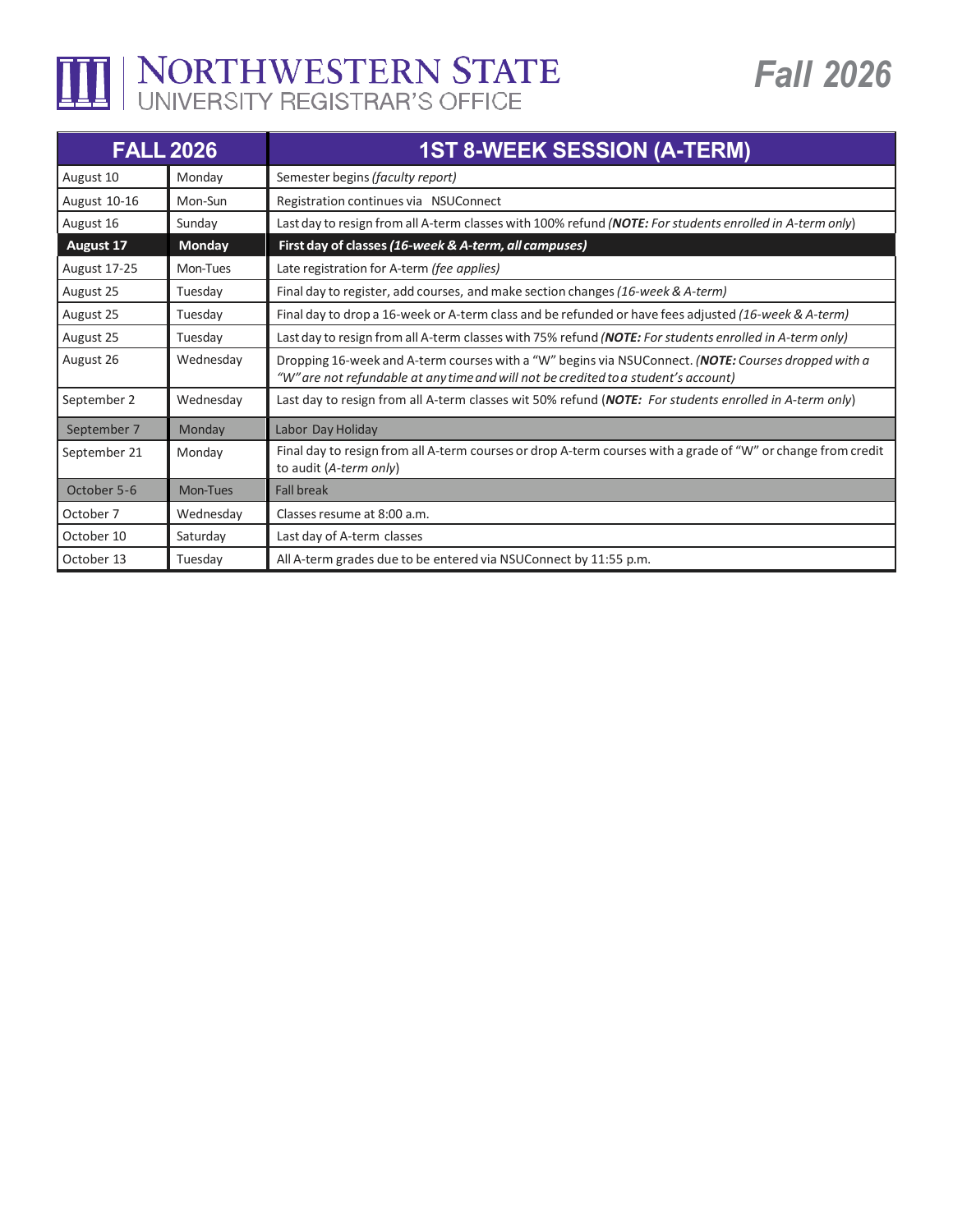# NORTHWESTERN STATE
UNIVERSITY REGISTRAR'S OFFICE

*Fall 2026*

| FALL 2026 | | 1ST 8-WEEK SESSION (A-TERM) |
|---|---|---|
| August 10 | Monday | Semester begins *(faculty report)* |
| August 10-16 | Mon-Sun | Registration continues via NSUConnect |
| August 16 | Sunday | Last day to resign from all A-term classes with 100% refund *(**NOTE:** For students enrolled in A-term only)* |
| **August 17** | **Monday** | **First day of classes *(16-week & A-term, all campuses)*** |
| August 17-25 | Mon-Tues | Late registration for A-term *(fee applies)* |
| August 25 | Tuesday | Final day to register, add courses, and make section changes *(16-week & A-term)* |
| August 25 | Tuesday | Final day to drop a 16-week or A-term class and be refunded or have fees adjusted *(16-week & A-term)* |
| August 25 | Tuesday | Last day to resign from all A-term classes with 75% refund *(**NOTE:** For students enrolled in A-term only)* |
| August 26 | Wednesday | Dropping 16-week and A-term courses with a "W" begins via NSUConnect. *(**NOTE:** Courses dropped with a "W" are not refundable at any time and will not be credited to a student's account)* |
| September 2 | Wednesday | Last day to resign from all A-term classes wit 50% refund (***NOTE:*** *For students enrolled in A-term only*) |
| September 7 | Monday | Labor Day Holiday |
| September 21 | Monday | Final day to resign from all A-term courses or drop A-term courses with a grade of "W" or change from credit to audit (*A-term only*) |
| October 5-6 | Mon-Tues | Fall break |
| October 7 | Wednesday | Classes resume at 8:00 a.m. |
| October 10 | Saturday | Last day of A-term classes |
| October 13 | Tuesday | All A-term grades due to be entered via NSUConnect by 11:55 p.m. |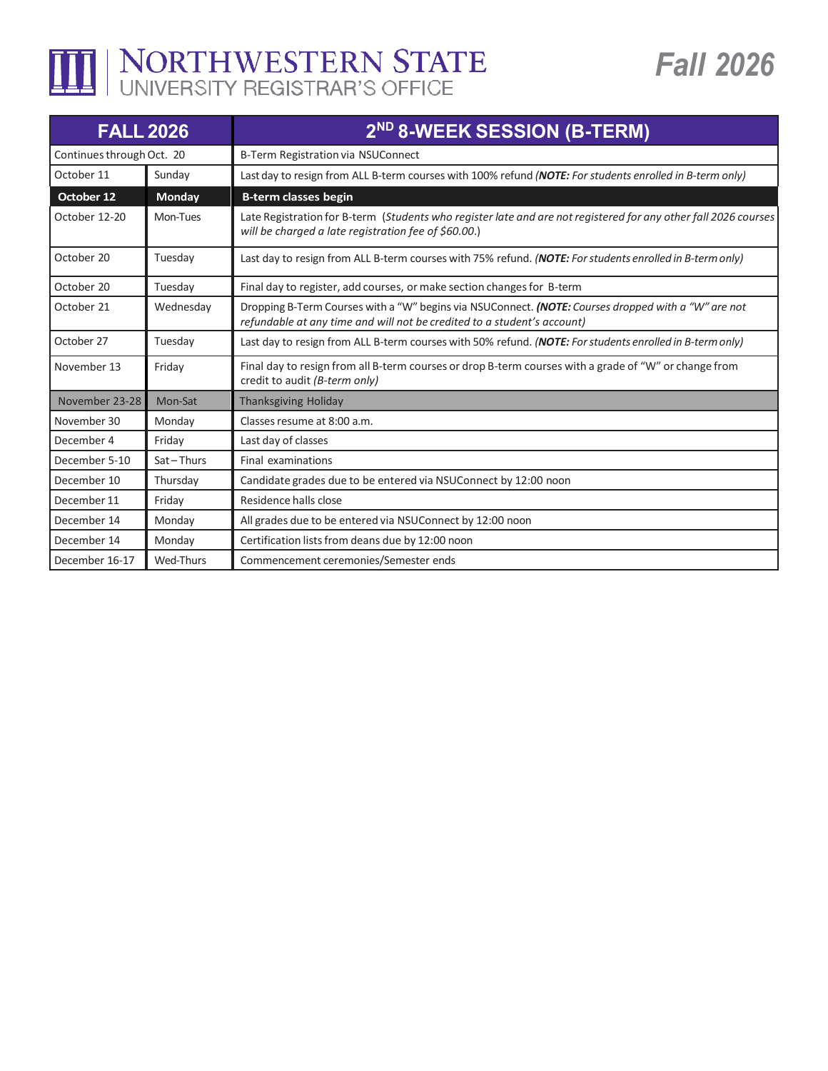# NORTHWESTERN STATE UNIVERSITY REGISTRAR'S OFFICE

## Fall 2026

| FALL 2026 | | 2ND 8-WEEK SESSION (B-TERM) |
|---|---|---|
| Continues through Oct. 20 | | B-Term Registration via NSUConnect |
| October 11 | Sunday | Last day to resign from ALL B-term courses with 100% refund ***NOTE:*** *For students enrolled in B-term only)* |
| **October 12** | **Monday** | **B-term classes begin** |
| October 12-20 | Mon-Tues | Late Registration for B-term (*Students who register late and are not registered for any other fall 2026 courses will be charged a late registration fee of $60.00.*) |
| October 20 | Tuesday | Last day to resign from ALL B-term courses with 75% refund. ***(NOTE:*** *For students enrolled in B-term only)* |
| October 20 | Tuesday | Final day to register, add courses, or make section changes for B-term |
| October 21 | Wednesday | Dropping B-Term Courses with a "W" begins via NSUConnect. ***(NOTE:*** *Courses dropped with a "W" are not refundable at any time and will not be credited to a student's account)* |
| October 27 | Tuesday | Last day to resign from ALL B-term courses with 50% refund. ***(NOTE:*** *For students enrolled in B-term only)* |
| November 13 | Friday | Final day to resign from all B-term courses or drop B-term courses with a grade of "W" or change from credit to audit *(B-term only)* |
| November 23-28 | Mon-Sat | Thanksgiving Holiday |
| November 30 | Monday | Classes resume at 8:00 a.m. |
| December 4 | Friday | Last day of classes |
| December 5-10 | Sat – Thurs | Final examinations |
| December 10 | Thursday | Candidate grades due to be entered via NSUConnect by 12:00 noon |
| December 11 | Friday | Residence halls close |
| December 14 | Monday | All grades due to be entered via NSUConnect by 12:00 noon |
| December 14 | Monday | Certification lists from deans due by 12:00 noon |
| December 16-17 | Wed-Thurs | Commencement ceremonies/Semester ends |